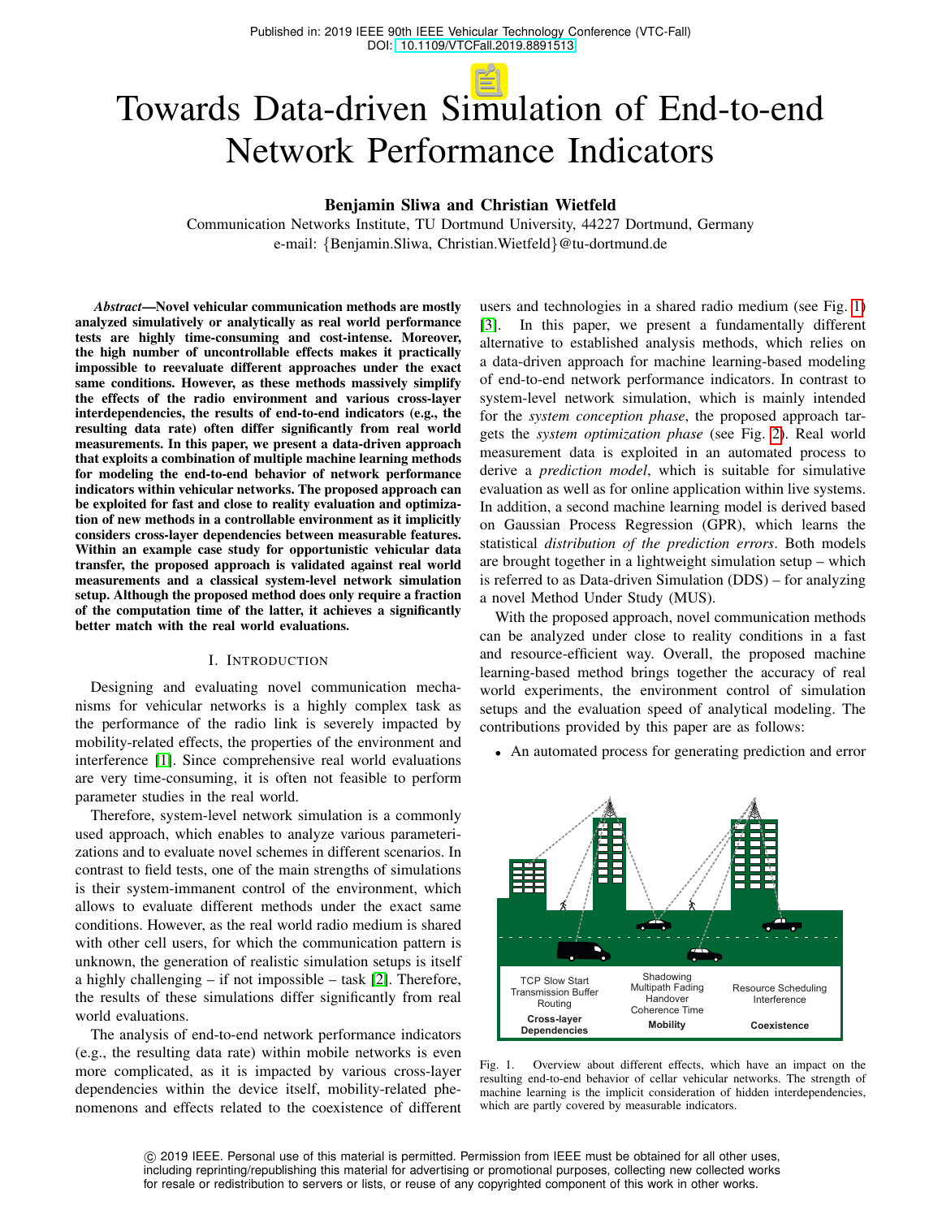Published in: 2019 IEEE 90th IEEE Vehicular Technology Conference (VTC-Fall)
DOI: 10.1109/VTCFall.2019.8891513

# Towards Data-driven Simulation of End-to-end Network Performance Indicators

**Benjamin Sliwa and Christian Wietfeld**

Communication Networks Institute, TU Dortmund University, 44227 Dortmund, Germany
e-mail: {Benjamin.Sliwa, Christian.Wietfeld}@tu-dortmund.de

***Abstract*—Novel vehicular communication methods are mostly analyzed simulatively or analytically as real world performance tests are highly time-consuming and cost-intense. Moreover, the high number of uncontrollable effects makes it practically impossible to reevaluate different approaches under the exact same conditions. However, as these methods massively simplify the effects of the radio environment and various cross-layer interdependencies, the results of end-to-end indicators (e.g., the resulting data rate) often differ significantly from real world measurements. In this paper, we present a data-driven approach that exploits a combination of multiple machine learning methods for modeling the end-to-end behavior of network performance indicators within vehicular networks. The proposed approach can be exploited for fast and close to reality evaluation and optimization of new methods in a controllable environment as it implicitly considers cross-layer dependencies between measurable features. Within an example case study for opportunistic vehicular data transfer, the proposed approach is validated against real world measurements and a classical system-level network simulation setup. Although the proposed method does only require a fraction of the computation time of the latter, it achieves a significantly better match with the real world evaluations.**

## I. Introduction

Designing and evaluating novel communication mechanisms for vehicular networks is a highly complex task as the performance of the radio link is severely impacted by mobility-related effects, the properties of the environment and interference [1]. Since comprehensive real world evaluations are very time-consuming, it is often not feasible to perform parameter studies in the real world.

Therefore, system-level network simulation is a commonly used approach, which enables to analyze various parameterizations and to evaluate novel schemes in different scenarios. In contrast to field tests, one of the main strengths of simulations is their system-immanent control of the environment, which allows to evaluate different methods under the exact same conditions. However, as the real world radio medium is shared with other cell users, for which the communication pattern is unknown, the generation of realistic simulation setups is itself a highly challenging – if not impossible – task [2]. Therefore, the results of these simulations differ significantly from real world evaluations.

The analysis of end-to-end network performance indicators (e.g., the resulting data rate) within mobile networks is even more complicated, as it is impacted by various cross-layer dependencies within the device itself, mobility-related phenomenons and effects related to the coexistence of different users and technologies in a shared radio medium (see Fig. 1) [3]. In this paper, we present a fundamentally different alternative to established analysis methods, which relies on a data-driven approach for machine learning-based modeling of end-to-end network performance indicators. In contrast to system-level network simulation, which is mainly intended for the *system conception phase*, the proposed approach targets the *system optimization phase* (see Fig. 2). Real world measurement data is exploited in an automated process to derive a *prediction model*, which is suitable for simulative evaluation as well as for online application within live systems. In addition, a second machine learning model is derived based on Gaussian Process Regression (GPR), which learns the statistical *distribution of the prediction errors*. Both models are brought together in a lightweight simulation setup – which is referred to as Data-driven Simulation (DDS) – for analyzing a novel Method Under Study (MUS).

With the proposed approach, novel communication methods can be analyzed under close to reality conditions in a fast and resource-efficient way. Overall, the proposed machine learning-based method brings together the accuracy of real world experiments, the environment control of simulation setups and the evaluation speed of analytical modeling. The contributions provided by this paper are as follows:

- An automated process for generating prediction and error

Fig. 1. Overview about different effects, which have an impact on the resulting end-to-end behavior of cellar vehicular networks. The strength of machine learning is the implicit consideration of hidden interdependencies, which are partly covered by measurable indicators.

© 2019 IEEE. Personal use of this material is permitted. Permission from IEEE must be obtained for all other uses, including reprinting/republishing this material for advertising or promotional purposes, collecting new collected works for resale or redistribution to servers or lists, or reuse of any copyrighted component of this work in other works.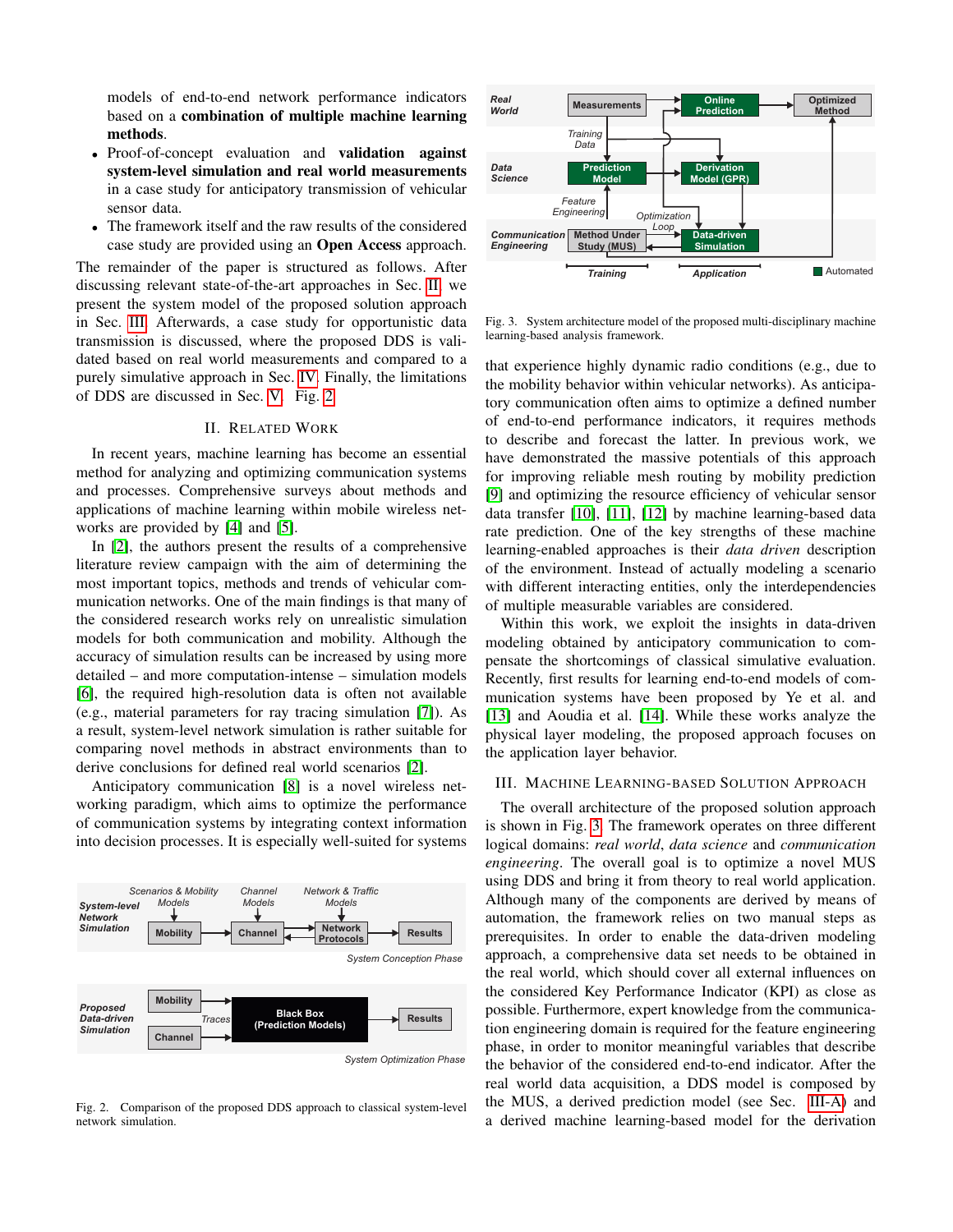models of end-to-end network performance indicators based on a **combination of multiple machine learning methods**.

- Proof-of-concept evaluation and **validation against system-level simulation and real world measurements** in a case study for anticipatory transmission of vehicular sensor data.
- The framework itself and the raw results of the considered case study are provided using an **Open Access** approach.

The remainder of the paper is structured as follows. After discussing relevant state-of-the-art approaches in Sec. II, we present the system model of the proposed solution approach in Sec. III. Afterwards, a case study for opportunistic data transmission is discussed, where the proposed DDS is validated based on real world measurements and compared to a purely simulative approach in Sec. IV. Finally, the limitations of DDS are discussed in Sec. V. Fig. 2

## II. Related Work

In recent years, machine learning has become an essential method for analyzing and optimizing communication systems and processes. Comprehensive surveys about methods and applications of machine learning within mobile wireless networks are provided by [4] and [5].

In [2], the authors present the results of a comprehensive literature review campaign with the aim of determining the most important topics, methods and trends of vehicular communication networks. One of the main findings is that many of the considered research works rely on unrealistic simulation models for both communication and mobility. Although the accuracy of simulation results can be increased by using more detailed – and more computation-intense – simulation models [6], the required high-resolution data is often not available (e.g., material parameters for ray tracing simulation [7]). As a result, system-level network simulation is rather suitable for comparing novel methods in abstract environments than to derive conclusions for defined real world scenarios [2].

Anticipatory communication [8] is a novel wireless networking paradigm, which aims to optimize the performance of communication systems by integrating context information into decision processes. It is especially well-suited for systems that experience highly dynamic radio conditions (e.g., due to the mobility behavior within vehicular networks). As anticipatory communication often aims to optimize a defined number of end-to-end performance indicators, it requires methods to describe and forecast the latter. In previous work, we have demonstrated the massive potentials of this approach for improving reliable mesh routing by mobility prediction [9] and optimizing the resource efficiency of vehicular sensor data transfer [10], [11], [12] by machine learning-based data rate prediction. One of the key strengths of these machine learning-enabled approaches is their *data driven* description of the environment. Instead of actually modeling a scenario with different interacting entities, only the interdependencies of multiple measurable variables are considered.

Within this work, we exploit the insights in data-driven modeling obtained by anticipatory communication to compensate the shortcomings of classical simulative evaluation. Recently, first results for learning end-to-end models of communication systems have been proposed by Ye et al. and [13] and Aoudia et al. [14]. While these works analyze the physical layer modeling, the proposed approach focuses on the application layer behavior.

Fig. 2. Comparison of the proposed DDS approach to classical system-level network simulation.

Fig. 3. System architecture model of the proposed multi-disciplinary machine learning-based analysis framework.

## III. Machine Learning-based Solution Approach

The overall architecture of the proposed solution approach is shown in Fig. 3. The framework operates on three different logical domains: *real world*, *data science* and *communication engineering*. The overall goal is to optimize a novel MUS using DDS and bring it from theory to real world application. Although many of the components are derived by means of automation, the framework relies on two manual steps as prerequisites. In order to enable the data-driven modeling approach, a comprehensive data set needs to be obtained in the real world, which should cover all external influences on the considered Key Performance Indicator (KPI) as close as possible. Furthermore, expert knowledge from the communication engineering domain is required for the feature engineering phase, in order to monitor meaningful variables that describe the behavior of the considered end-to-end indicator. After the real world data acquisition, a DDS model is composed by the MUS, a derived prediction model (see Sec. III-A) and a derived machine learning-based model for the derivation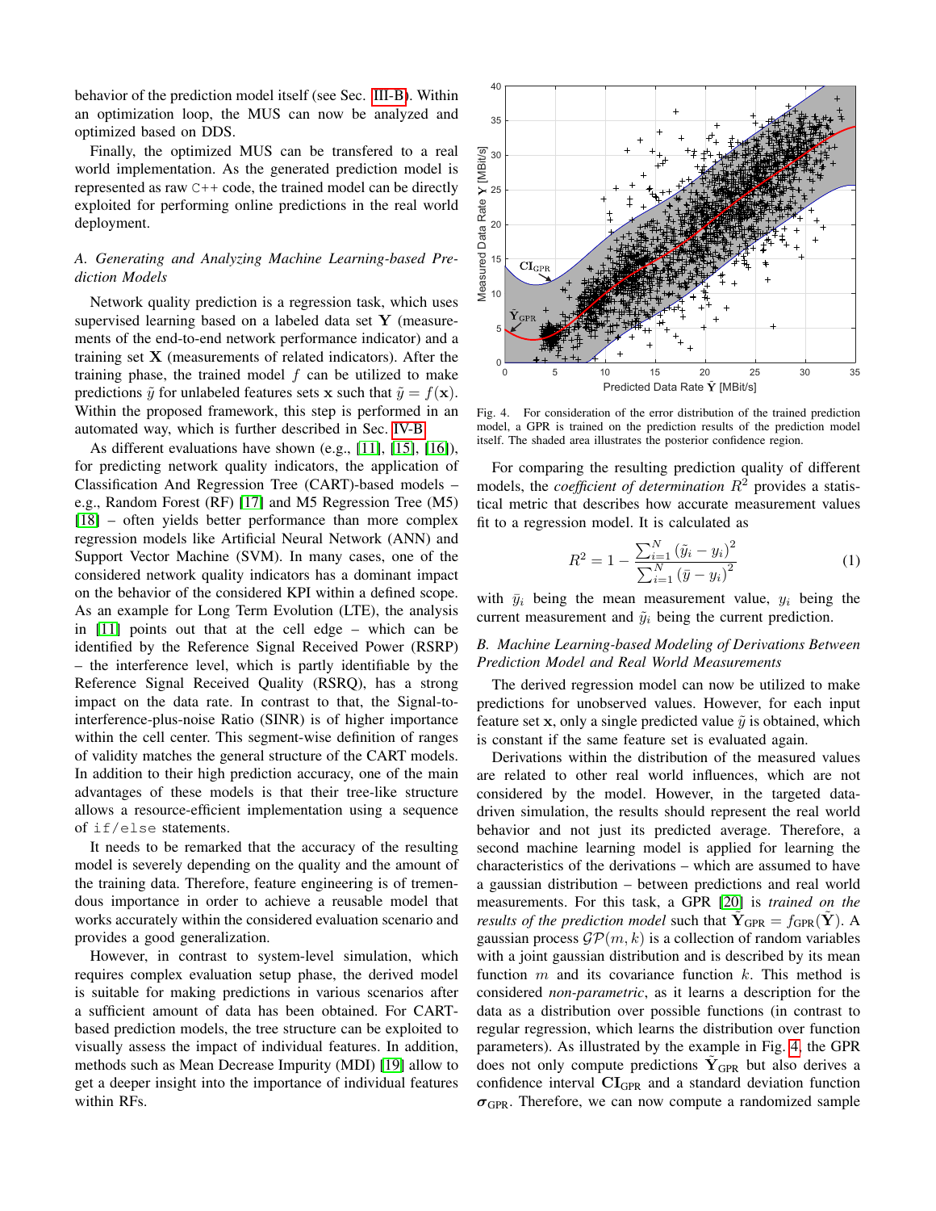behavior of the prediction model itself (see Sec. III-B). Within an optimization loop, the MUS can now be analyzed and optimized based on DDS.

Finally, the optimized MUS can be transfered to a real world implementation. As the generated prediction model is represented as raw C++ code, the trained model can be directly exploited for performing online predictions in the real world deployment.

### A. Generating and Analyzing Machine Learning-based Prediction Models

Network quality prediction is a regression task, which uses supervised learning based on a labeled data set $\mathbf{Y}$ (measurements of the end-to-end network performance indicator) and a training set $\mathbf{X}$ (measurements of related indicators). After the training phase, the trained model $f$ can be utilized to make predictions $\tilde{y}$ for unlabeled features sets $\mathbf{x}$ such that $\tilde{y} = f(\mathbf{x})$. Within the proposed framework, this step is performed in an automated way, which is further described in Sec. IV-B.

As different evaluations have shown (e.g., [11], [15], [16]), for predicting network quality indicators, the application of Classification And Regression Tree (CART)-based models – e.g., Random Forest (RF) [17] and M5 Regression Tree (M5) [18] – often yields better performance than more complex regression models like Artificial Neural Network (ANN) and Support Vector Machine (SVM). In many cases, one of the considered network quality indicators has a dominant impact on the behavior of the considered KPI within a defined scope. As an example for Long Term Evolution (LTE), the analysis in [11] points out that at the cell edge – which can be identified by the Reference Signal Received Power (RSRP) – the interference level, which is partly identifiable by the Reference Signal Received Quality (RSRQ), has a strong impact on the data rate. In contrast to that, the Signal-to-interference-plus-noise Ratio (SINR) is of higher importance within the cell center. This segment-wise definition of ranges of validity matches the general structure of the CART models. In addition to their high prediction accuracy, one of the main advantages of these models is that their tree-like structure allows a resource-efficient implementation using a sequence of `if/else` statements.

It needs to be remarked that the accuracy of the resulting model is severely depending on the quality and the amount of the training data. Therefore, feature engineering is of tremendous importance in order to achieve a reusable model that works accurately within the considered evaluation scenario and provides a good generalization.

However, in contrast to system-level simulation, which requires complex evaluation setup phase, the derived model is suitable for making predictions in various scenarios after a sufficient amount of data has been obtained. For CART-based prediction models, the tree structure can be exploited to visually assess the impact of individual features. In addition, methods such as Mean Decrease Impurity (MDI) [19] allow to get a deeper insight into the importance of individual features within RFs.

Fig. 4. For consideration of the error distribution of the trained prediction model, a GPR is trained on the prediction results of the prediction model itself. The shaded area illustrates the posterior confidence region.

For comparing the resulting prediction quality of different models, the *coefficient of determination* $R^2$ provides a statistical metric that describes how accurate measurement values fit to a regression model. It is calculated as

$$R^2 = 1 - \frac{\sum_{i=1}^{N} \left(\tilde{y}_i - y_i\right)^2}{\sum_{i=1}^{N} \left(\bar{y} - y_i\right)^2} \quad (1)$$

with $\bar{y}_i$ being the mean measurement value, $y_i$ being the current measurement and $\tilde{y}_i$ being the current prediction.

### B. Machine Learning-based Modeling of Derivations Between Prediction Model and Real World Measurements

The derived regression model can now be utilized to make predictions for unobserved values. However, for each input feature set $\mathbf{x}$, only a single predicted value $\tilde{y}$ is obtained, which is constant if the same feature set is evaluated again.

Derivations within the distribution of the measured values are related to other real world influences, which are not considered by the model. However, in the targeted data-driven simulation, the results should represent the real world behavior and not just its predicted average. Therefore, a second machine learning model is applied for learning the characteristics of the derivations – which are assumed to have a gaussian distribution – between predictions and real world measurements. For this task, a GPR [20] is *trained on the results of the prediction model* such that $\tilde{\mathbf{Y}}_{\text{GPR}} = f_{\text{GPR}}(\tilde{\mathbf{Y}})$. A gaussian process $\mathcal{GP}(m, k)$ is a collection of random variables with a joint gaussian distribution and is described by its mean function $m$ and its covariance function $k$. This method is considered *non-parametric*, as it learns a description for the data as a distribution over possible functions (in contrast to regular regression, which learns the distribution over function parameters). As illustrated by the example in Fig. 4, the GPR does not only compute predictions $\tilde{\mathbf{Y}}_{\text{GPR}}$ but also derives a confidence interval $\mathbf{CI}_{\text{GPR}}$ and a standard deviation function $\boldsymbol{\sigma}_{\text{GPR}}$. Therefore, we can now compute a randomized sample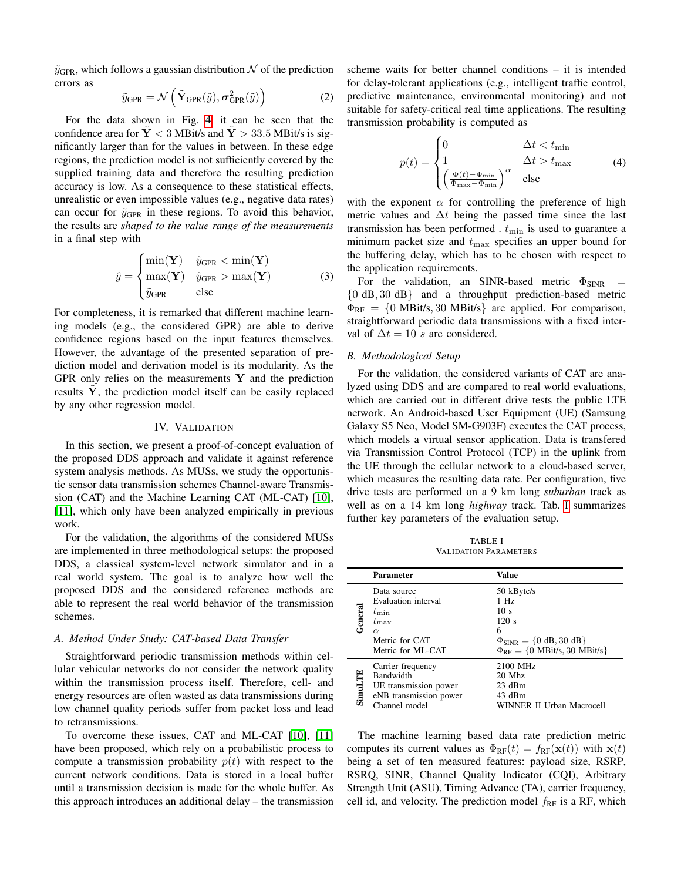$\tilde{y}_{\text{GPR}}$, which follows a gaussian distribution $\mathcal{N}$ of the prediction errors as

$$\tilde{y}_{\text{GPR}} = \mathcal{N}\left(\tilde{\mathbf{Y}}_{\text{GPR}}(\tilde{y}), \boldsymbol{\sigma}^2_{\text{GPR}}(\tilde{y})\right) \tag{2}$$

For the data shown in Fig. 4, it can be seen that the confidence area for $\tilde{\mathbf{Y}} < 3$ MBit/s and $\tilde{\mathbf{Y}} > 33.5$ MBit/s is significantly larger than for the values in between. In these edge regions, the prediction model is not sufficiently covered by the supplied training data and therefore the resulting prediction accuracy is low. As a consequence to these statistical effects, unrealistic or even impossible values (e.g., negative data rates) can occur for $\tilde{y}_{\text{GPR}}$ in these regions. To avoid this behavior, the results are *shaped to the value range of the measurements* in a final step with

$$\hat{y} = \begin{cases} \min(\mathbf{Y}) & \tilde{y}_{\text{GPR}} < \min(\mathbf{Y}) \\ \max(\mathbf{Y}) & \tilde{y}_{\text{GPR}} > \max(\mathbf{Y}) \\ \tilde{y}_{\text{GPR}} & \text{else} \end{cases} \tag{3}$$

For completeness, it is remarked that different machine learning models (e.g., the considered GPR) are able to derive confidence regions based on the input features themselves. However, the advantage of the presented separation of prediction model and derivation model is its modularity. As the GPR only relies on the measurements $\mathbf{Y}$ and the prediction results $\tilde{\mathbf{Y}}$, the prediction model itself can be easily replaced by any other regression model.

## IV. Validation

In this section, we present a proof-of-concept evaluation of the proposed DDS approach and validate it against reference system analysis methods. As MUSs, we study the opportunistic sensor data transmission schemes Channel-aware Transmission (CAT) and the Machine Learning CAT (ML-CAT) [10], [11], which only have been analyzed empirically in previous work.

For the validation, the algorithms of the considered MUSs are implemented in three methodological setups: the proposed DDS, a classical system-level network simulator and in a real world system. The goal is to analyze how well the proposed DDS and the considered reference methods are able to represent the real world behavior of the transmission schemes.

### A. Method Under Study: CAT-based Data Transfer

Straightforward periodic transmission methods within cellular vehicular networks do not consider the network quality within the transmission process itself. Therefore, cell- and energy resources are often wasted as data transmissions during low channel quality periods suffer from packet loss and lead to retransmissions.

To overcome these issues, CAT and ML-CAT [10], [11] have been proposed, which rely on a probabilistic process to compute a transmission probability $p(t)$ with respect to the current network conditions. Data is stored in a local buffer until a transmission decision is made for the whole buffer. As this approach introduces an additional delay – the transmission scheme waits for better channel conditions – it is intended for delay-tolerant applications (e.g., intelligent traffic control, predictive maintenance, environmental monitoring) and not suitable for safety-critical real time applications. The resulting transmission probability is computed as

$$p(t) = \begin{cases} 0 & \Delta t < t_{\min} \\ 1 & \Delta t > t_{\max} \\ \left(\frac{\Phi(t) - \Phi_{\min}}{\Phi_{\max} - \Phi_{\min}}\right)^{\alpha} & \text{else} \end{cases} \tag{4}$$

with the exponent $\alpha$ for controlling the preference of high metric values and $\Delta t$ being the passed time since the last transmission has been performed . $t_{\min}$ is used to guarantee a minimum packet size and $t_{\max}$ specifies an upper bound for the buffering delay, which has to be chosen with respect to the application requirements.

For the validation, an SINR-based metric $\Phi_{\text{SINR}} = \{0 \text{ dB}, 30 \text{ dB}\}$ and a throughput prediction-based metric $\Phi_{\text{RF}} = \{0 \text{ MBit/s}, 30 \text{ MBit/s}\}$ are applied. For comparison, straightforward periodic data transmissions with a fixed interval of $\Delta t = 10$ $s$ are considered.

### B. Methodological Setup

For the validation, the considered variants of CAT are analyzed using DDS and are compared to real world evaluations, which are carried out in different drive tests the public LTE network. An Android-based User Equipment (UE) (Samsung Galaxy S5 Neo, Model SM-G903F) executes the CAT process, which models a virtual sensor application. Data is transfered via Transmission Control Protocol (TCP) in the uplink from the UE through the cellular network to a cloud-based server, which measures the resulting data rate. Per configuration, five drive tests are performed on a 9 km long *suburban* track as well as on a 14 km long *highway* track. Tab. I summarizes further key parameters of the evaluation setup.

TABLE I
VALIDATION PARAMETERS

| | Parameter | Value |
|---|---|---|
| **General** | Data source | 50 kByte/s |
| | Evaluation interval | 1 Hz |
| | $t_{\min}$ | 10 s |
| | $t_{\max}$ | 120 s |
| | $\alpha$ | 6 |
| | Metric for CAT | $\Phi_{\text{SINR}} = \{0 \text{ dB}, 30 \text{ dB}\}$ |
| | Metric for ML-CAT | $\Phi_{\text{RF}} = \{0 \text{ MBit/s}, 30 \text{ MBit/s}\}$ |
| **SimuLTE** | Carrier frequency | 2100 MHz |
| | Bandwidth | 20 Mhz |
| | UE transmission power | 23 dBm |
| | eNB transmission power | 43 dBm |
| | Channel model | WINNER II Urban Macrocell |

The machine learning based data rate prediction metric computes its current values as $\Phi_{\text{RF}}(t) = f_{\text{RF}}(\mathbf{x}(t))$ with $\mathbf{x}(t)$ being a set of ten measured features: payload size, RSRP, RSRQ, SINR, Channel Quality Indicator (CQI), Arbitrary Strength Unit (ASU), Timing Advance (TA), carrier frequency, cell id, and velocity. The prediction model $f_{\text{RF}}$ is a RF, which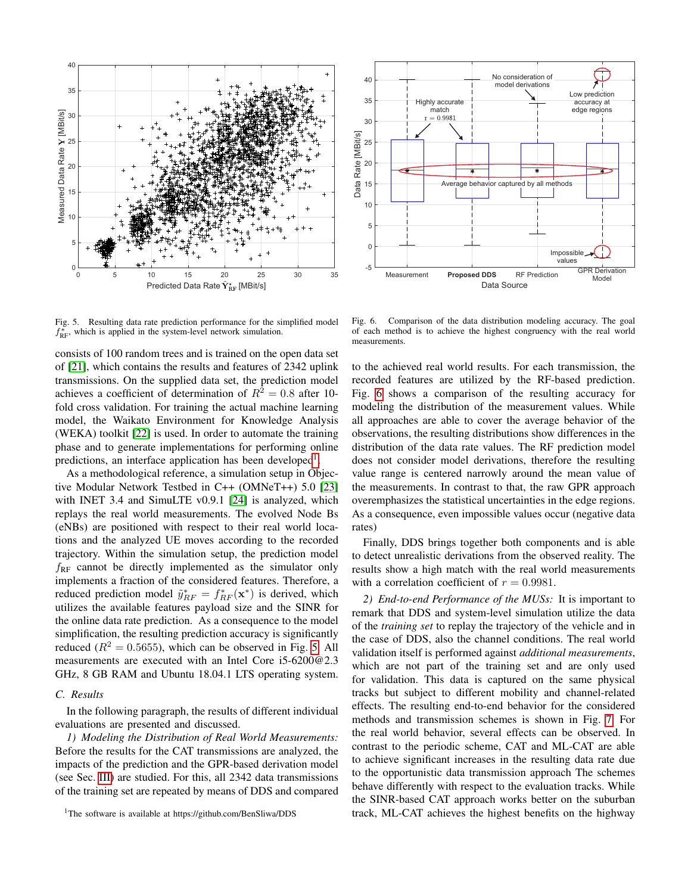Fig. 5. Resulting data rate prediction performance for the simplified model $f^*_{\mathrm{RF}}$, which is applied in the system-level network simulation.

Fig. 6. Comparison of the data distribution modeling accuracy. The goal of each method is to achieve the highest congruency with the real world measurements.

consists of 100 random trees and is trained on the open data set of [21], which contains the results and features of 2342 uplink transmissions. On the supplied data set, the prediction model achieves a coefficient of determination of $R^2 = 0.8$ after 10-fold cross validation. For training the actual machine learning model, the Waikato Environment for Knowledge Analysis (WEKA) toolkit [22] is used. In order to automate the training phase and to generate implementations for performing online predictions, an interface application has been developed[1].

As a methodological reference, a simulation setup in Objective Modular Network Testbed in C++ (OMNeT++) 5.0 [23] with INET 3.4 and SimuLTE v0.9.1 [24] is analyzed, which replays the real world measurements. The evolved Node Bs (eNBs) are positioned with respect to their real world locations and the analyzed UE moves according to the recorded trajectory. Within the simulation setup, the prediction model $f_{\mathrm{RF}}$ cannot be directly implemented as the simulator only implements a fraction of the considered features. Therefore, a reduced prediction model $\tilde{y}^*_{RF} = f^*_{RF}(\mathbf{x}^*)$ is derived, which utilizes the available features payload size and the SINR for the online data rate prediction. As a consequence to the model simplification, the resulting prediction accuracy is significantly reduced ($R^2 = 0.5655$), which can be observed in Fig. 5. All measurements are executed with an Intel Core i5-6200@2.3 GHz, 8 GB RAM and Ubuntu 18.04.1 LTS operating system.

### C. Results

In the following paragraph, the results of different individual evaluations are presented and discussed.

*1) Modeling the Distribution of Real World Measurements:* Before the results for the CAT transmissions are analyzed, the impacts of the prediction and the GPR-based derivation model (see Sec. III) are studied. For this, all 2342 data transmissions of the training set are repeated by means of DDS and compared to the achieved real world results. For each transmission, the recorded features are utilized by the RF-based prediction. Fig. 6 shows a comparison of the resulting accuracy for modeling the distribution of the measurement values. While all approaches are able to cover the average behavior of the observations, the resulting distributions show differences in the distribution of the data rate values. The RF prediction model does not consider model derivations, therefore the resulting value range is centered narrowly around the mean value of the measurements. In contrast to that, the raw GPR approach overemphasizes the statistical uncertainties in the edge regions. As a consequence, even impossible values occur (negative data rates)

Finally, DDS brings together both components and is able to detect unrealistic derivations from the observed reality. The results show a high match with the real world measurements with a correlation coefficient of $r = 0.9981$.

*2) End-to-end Performance of the MUSs:* It is important to remark that DDS and system-level simulation utilize the data of the *training set* to replay the trajectory of the vehicle and in the case of DDS, also the channel conditions. The real world validation itself is performed against *additional measurements*, which are not part of the training set and are only used for validation. This data is captured on the same physical tracks but subject to different mobility and channel-related effects. The resulting end-to-end behavior for the considered methods and transmission schemes is shown in Fig. 7. For the real world behavior, several effects can be observed. In contrast to the periodic scheme, CAT and ML-CAT are able to achieve significant increases in the resulting data rate due to the opportunistic data transmission approach The schemes behave differently with respect to the evaluation tracks. While the SINR-based CAT approach works better on the suburban track, ML-CAT achieves the highest benefits on the highway

[1] The software is available at https://github.com/BenSliwa/DDS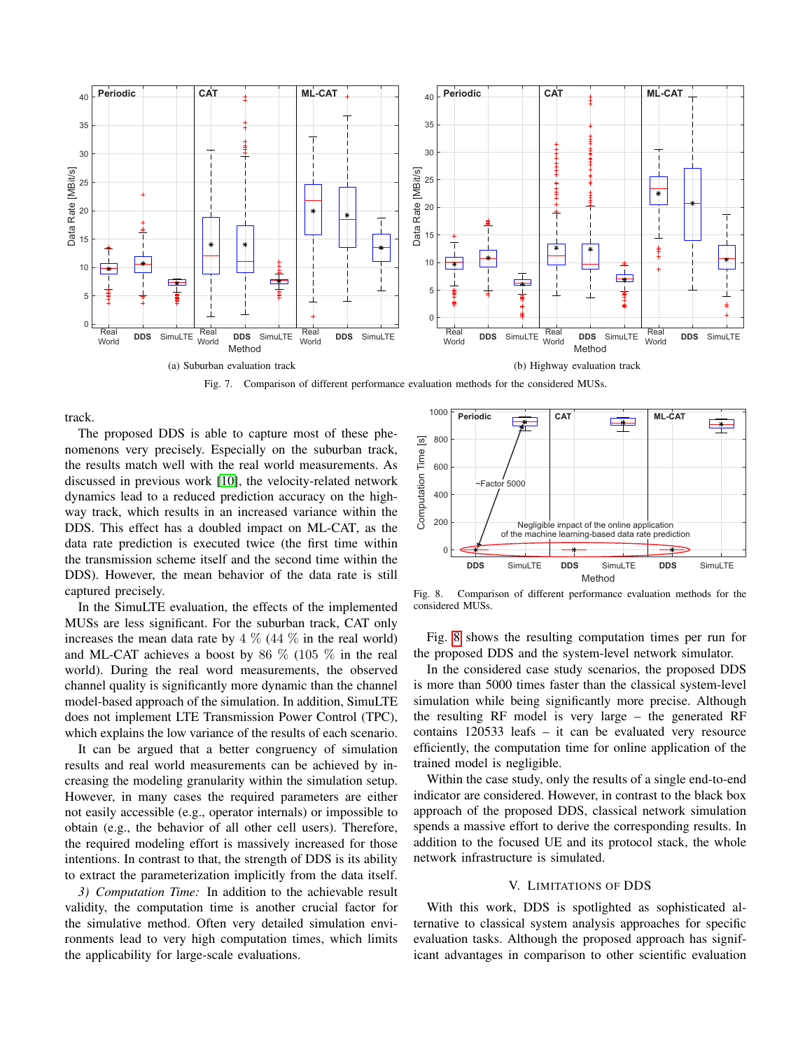Fig. 7. Comparison of different performance evaluation methods for the considered MUSs.

(a) Suburban evaluation track

(b) Highway evaluation track

track.

The proposed DDS is able to capture most of these phenomenons very precisely. Especially on the suburban track, the results match well with the real world measurements. As discussed in previous work [10], the velocity-related network dynamics lead to a reduced prediction accuracy on the highway track, which results in an increased variance within the DDS. This effect has a doubled impact on ML-CAT, as the data rate prediction is executed twice (the first time within the transmission scheme itself and the second time within the DDS). However, the mean behavior of the data rate is still captured precisely.

In the SimuLTE evaluation, the effects of the implemented MUSs are less significant. For the suburban track, CAT only increases the mean data rate by 4 % (44 % in the real world) and ML-CAT achieves a boost by 86 % (105 % in the real world). During the real word measurements, the observed channel quality is significantly more dynamic than the channel model-based approach of the simulation. In addition, SimuLTE does not implement LTE Transmission Power Control (TPC), which explains the low variance of the results of each scenario.

It can be argued that a better congruency of simulation results and real world measurements can be achieved by increasing the modeling granularity within the simulation setup. However, in many cases the required parameters are either not easily accessible (e.g., operator internals) or impossible to obtain (e.g., the behavior of all other cell users). Therefore, the required modeling effort is massively increased for those intentions. In contrast to that, the strength of DDS is its ability to extract the parameterization implicitly from the data itself.

*3) Computation Time:* In addition to the achievable result validity, the computation time is another crucial factor for the simulative method. Often very detailed simulation environments lead to very high computation times, which limits the applicability for large-scale evaluations.

Fig. 8. Comparison of different performance evaluation methods for the considered MUSs.

Fig. 8 shows the resulting computation times per run for the proposed DDS and the system-level network simulator.

In the considered case study scenarios, the proposed DDS is more than 5000 times faster than the classical system-level simulation while being significantly more precise. Although the resulting RF model is very large – the generated RF contains 120533 leafs – it can be evaluated very resource efficiently, the computation time for online application of the trained model is negligible.

Within the case study, only the results of a single end-to-end indicator are considered. However, in contrast to the black box approach of the proposed DDS, classical network simulation spends a massive effort to derive the corresponding results. In addition to the focused UE and its protocol stack, the whole network infrastructure is simulated.

## V. Limitations of DDS

With this work, DDS is spotlighted as sophisticated alternative to classical system analysis approaches for specific evaluation tasks. Although the proposed approach has significant advantages in comparison to other scientific evaluation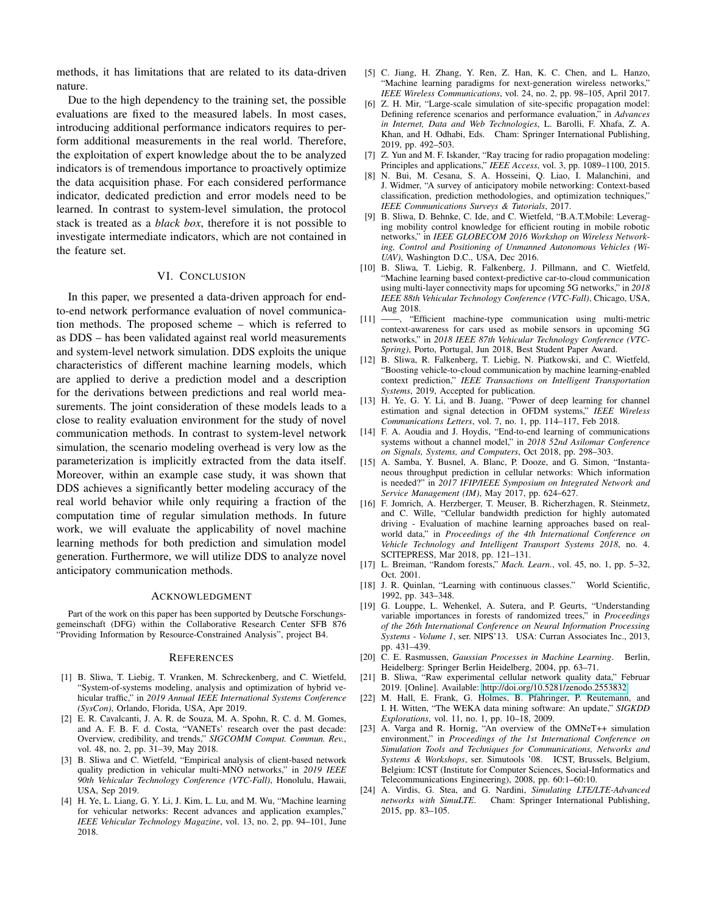methods, it has limitations that are related to its data-driven nature.

Due to the high dependency to the training set, the possible evaluations are fixed to the measured labels. In most cases, introducing additional performance indicators requires to perform additional measurements in the real world. Therefore, the exploitation of expert knowledge about the to be analyzed indicators is of tremendous importance to proactively optimize the data acquisition phase. For each considered performance indicator, dedicated prediction and error models need to be learned. In contrast to system-level simulation, the protocol stack is treated as a *black box*, therefore it is not possible to investigate intermediate indicators, which are not contained in the feature set.

## VI. Conclusion

In this paper, we presented a data-driven approach for end-to-end network performance evaluation of novel communication methods. The proposed scheme – which is referred to as DDS – has been validated against real world measurements and system-level network simulation. DDS exploits the unique characteristics of different machine learning models, which are applied to derive a prediction model and a description for the derivations between predictions and real world measurements. The joint consideration of these models leads to a close to reality evaluation environment for the study of novel communication methods. In contrast to system-level network simulation, the scenario modeling overhead is very low as the parameterization is implicitly extracted from the data itself. Moreover, within an example case study, it was shown that DDS achieves a significantly better modeling accuracy of the real world behavior while only requiring a fraction of the computation time of regular simulation methods. In future work, we will evaluate the applicability of novel machine learning methods for both prediction and simulation model generation. Furthermore, we will utilize DDS to analyze novel anticipatory communication methods.

## Acknowledgment

Part of the work on this paper has been supported by Deutsche Forschungsgemeinschaft (DFG) within the Collaborative Research Center SFB 876 "Providing Information by Resource-Constrained Analysis", project B4.

## References

[1] B. Sliwa, T. Liebig, T. Vranken, M. Schreckenberg, and C. Wietfeld, "System-of-systems modeling, analysis and optimization of hybrid vehicular traffic," in *2019 Annual IEEE International Systems Conference (SysCon)*, Orlando, Florida, USA, Apr 2019.

[2] E. R. Cavalcanti, J. A. R. de Souza, M. A. Spohn, R. C. d. M. Gomes, and A. F. B. F. d. Costa, "VANETs' research over the past decade: Overview, credibility, and trends," *SIGCOMM Comput. Commun. Rev.*, vol. 48, no. 2, pp. 31–39, May 2018.

[3] B. Sliwa and C. Wietfeld, "Empirical analysis of client-based network quality prediction in vehicular multi-MNO networks," in *2019 IEEE 90th Vehicular Technology Conference (VTC-Fall)*, Honolulu, Hawaii, USA, Sep 2019.

[4] H. Ye, L. Liang, G. Y. Li, J. Kim, L. Lu, and M. Wu, "Machine learning for vehicular networks: Recent advances and application examples," *IEEE Vehicular Technology Magazine*, vol. 13, no. 2, pp. 94–101, June 2018.

[5] C. Jiang, H. Zhang, Y. Ren, Z. Han, K. C. Chen, and L. Hanzo, "Machine learning paradigms for next-generation wireless networks," *IEEE Wireless Communications*, vol. 24, no. 2, pp. 98–105, April 2017.

[6] Z. H. Mir, "Large-scale simulation of site-specific propagation model: Defining reference scenarios and performance evaluation," in *Advances in Internet, Data and Web Technologies*, L. Barolli, F. Xhafa, Z. A. Khan, and H. Odhabi, Eds. Cham: Springer International Publishing, 2019, pp. 492–503.

[7] Z. Yun and M. F. Iskander, "Ray tracing for radio propagation modeling: Principles and applications," *IEEE Access*, vol. 3, pp. 1089–1100, 2015.

[8] N. Bui, M. Cesana, S. A. Hosseini, Q. Liao, I. Malanchini, and J. Widmer, "A survey of anticipatory mobile networking: Context-based classification, prediction methodologies, and optimization techniques," *IEEE Communications Surveys & Tutorials*, 2017.

[9] B. Sliwa, D. Behnke, C. Ide, and C. Wietfeld, "B.A.T.Mobile: Leveraging mobility control knowledge for efficient routing in mobile robotic networks," in *IEEE GLOBECOM 2016 Workshop on Wireless Networking, Control and Positioning of Unmanned Autonomous Vehicles (Wi-UAV)*, Washington D.C., USA, Dec 2016.

[10] B. Sliwa, T. Liebig, R. Falkenberg, J. Pillmann, and C. Wietfeld, "Machine learning based context-predictive car-to-cloud communication using multi-layer connectivity maps for upcoming 5G networks," in *2018 IEEE 88th Vehicular Technology Conference (VTC-Fall)*, Chicago, USA, Aug 2018.

[11] ——, "Efficient machine-type communication using multi-metric context-awareness for cars used as mobile sensors in upcoming 5G networks," in *2018 IEEE 87th Vehicular Technology Conference (VTC-Spring)*, Porto, Portugal, Jun 2018, Best Student Paper Award.

[12] B. Sliwa, R. Falkenberg, T. Liebig, N. Piatkowski, and C. Wietfeld, "Boosting vehicle-to-cloud communication by machine learning-enabled context prediction," *IEEE Transactions on Intelligent Transportation Systems*, 2019, Accepted for publication.

[13] H. Ye, G. Y. Li, and B. Juang, "Power of deep learning for channel estimation and signal detection in OFDM systems," *IEEE Wireless Communications Letters*, vol. 7, no. 1, pp. 114–117, Feb 2018.

[14] F. A. Aoudia and J. Hoydis, "End-to-end learning of communications systems without a channel model," in *2018 52nd Asilomar Conference on Signals, Systems, and Computers*, Oct 2018, pp. 298–303.

[15] A. Samba, Y. Busnel, A. Blanc, P. Dooze, and G. Simon, "Instantaneous throughput prediction in cellular networks: Which information is needed?" in *2017 IFIP/IEEE Symposium on Integrated Network and Service Management (IM)*, May 2017, pp. 624–627.

[16] F. Jomrich, A. Herzberger, T. Meuser, B. Richerzhagen, R. Steinmetz, and C. Wille, "Cellular bandwidth prediction for highly automated driving - Evaluation of machine learning approaches based on real-world data," in *Proceedings of the 4th International Conference on Vehicle Technology and Intelligent Transport Systems 2018*, no. 4. SCITEPRESS, Mar 2018, pp. 121–131.

[17] L. Breiman, "Random forests," *Mach. Learn.*, vol. 45, no. 1, pp. 5–32, Oct. 2001.

[18] J. R. Quinlan, "Learning with continuous classes." World Scientific, 1992, pp. 343–348.

[19] G. Louppe, L. Wehenkel, A. Sutera, and P. Geurts, "Understanding variable importances in forests of randomized trees," in *Proceedings of the 26th International Conference on Neural Information Processing Systems - Volume 1*, ser. NIPS'13. USA: Curran Associates Inc., 2013, pp. 431–439.

[20] C. E. Rasmussen, *Gaussian Processes in Machine Learning*. Berlin, Heidelberg: Springer Berlin Heidelberg, 2004, pp. 63–71.

[21] B. Sliwa, "Raw experimental cellular network quality data," Februar 2019. [Online]. Available: http://doi.org/10.5281/zenodo.2553832

[22] M. Hall, E. Frank, G. Holmes, B. Pfahringer, P. Reutemann, and I. H. Witten, "The WEKA data mining software: An update," *SIGKDD Explorations*, vol. 11, no. 1, pp. 10–18, 2009.

[23] A. Varga and R. Hornig, "An overview of the OMNeT++ simulation environment," in *Proceedings of the 1st International Conference on Simulation Tools and Techniques for Communications, Networks and Systems & Workshops*, ser. Simutools '08. ICST, Brussels, Belgium, Belgium: ICST (Institute for Computer Sciences, Social-Informatics and Telecommunications Engineering), 2008, pp. 60:1–60:10.

[24] A. Virdis, G. Stea, and G. Nardini, *Simulating LTE/LTE-Advanced networks with SimuLTE*. Cham: Springer International Publishing, 2015, pp. 83–105.